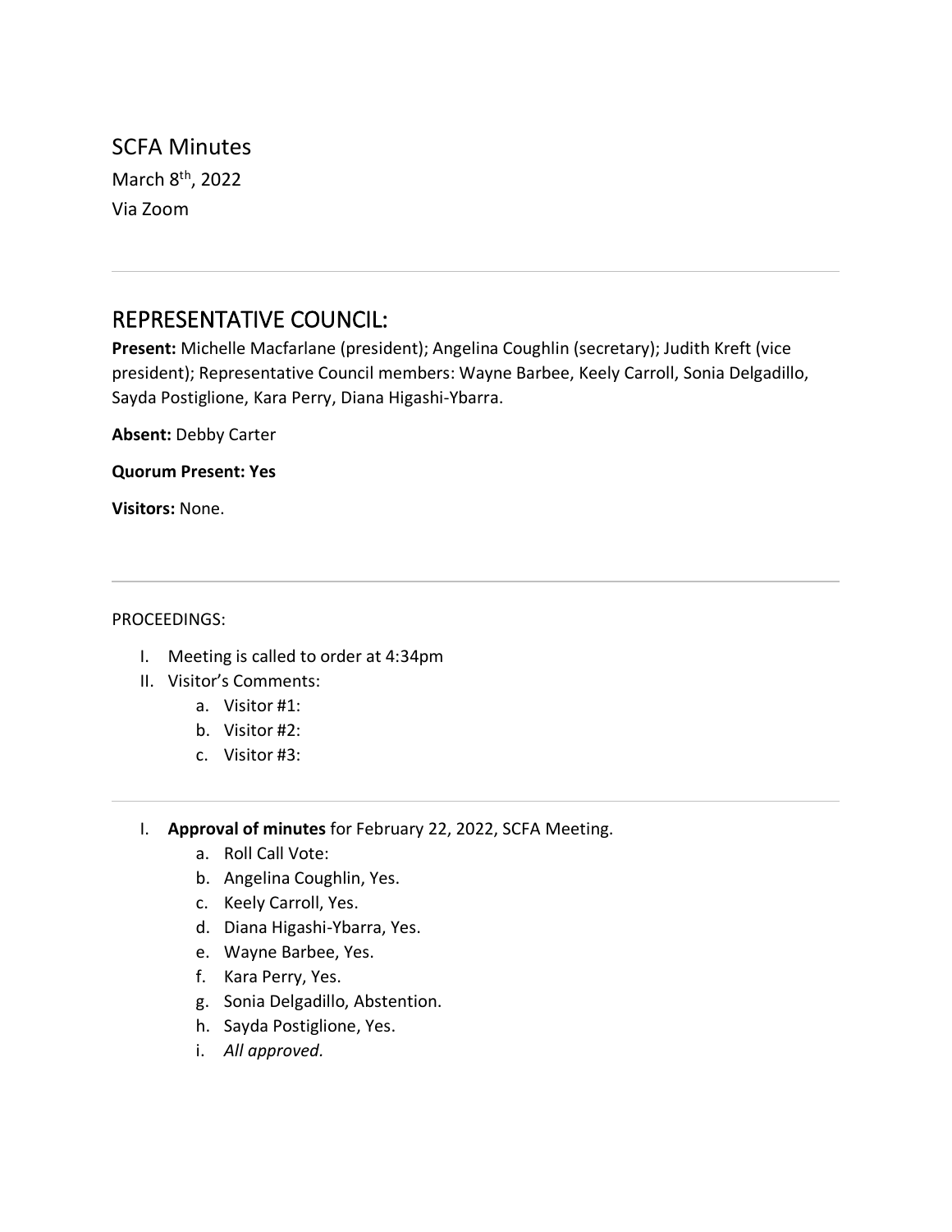# SCFA Minutes

March 8th, 2022

Via Zoom

---

## REPRESENTATIVE COUNCIL:

**Present:** Michelle Macfarlane (president); Angelina Coughlin (secretary); Judith Kreft (vice president); Representative Council members: Wayne Barbee, Keely Carroll, Sonia Delgadillo, Sayda Postiglione, Kara Perry, Diana Higashi-Ybarra.

**Absent:** Debby Carter

**Quorum Present: Yes**

**Visitors:** None.

---

PROCEEDINGS:

I. Meeting is called to order at 4:34pm
II. Visitor's Comments:
   a. Visitor #1:
   b. Visitor #2:
   c. Visitor #3:

---

I. **Approval of minutes** for February 22, 2022, SCFA Meeting.
   a. Roll Call Vote:
   b. Angelina Coughlin, Yes.
   c. Keely Carroll, Yes.
   d. Diana Higashi-Ybarra, Yes.
   e. Wayne Barbee, Yes.
   f. Kara Perry, Yes.
   g. Sonia Delgadillo, Abstention.
   h. Sayda Postiglione, Yes.
   i. *All approved.*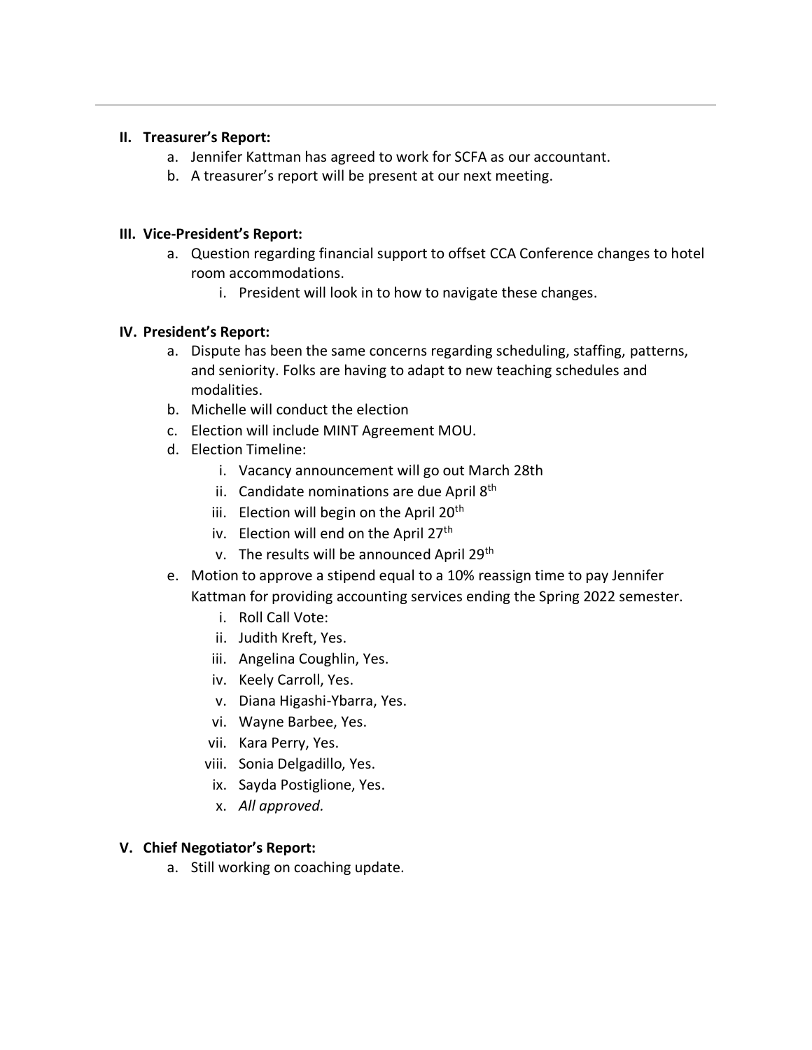## II. Treasurer's Report:

a. Jennifer Kattman has agreed to work for SCFA as our accountant.
b. A treasurer's report will be present at our next meeting.

## III. Vice-President's Report:

a. Question regarding financial support to offset CCA Conference changes to hotel room accommodations.
    i. President will look in to how to navigate these changes.

## IV. President's Report:

a. Dispute has been the same concerns regarding scheduling, staffing, patterns, and seniority. Folks are having to adapt to new teaching schedules and modalities.
b. Michelle will conduct the election
c. Election will include MINT Agreement MOU.
d. Election Timeline:
    i. Vacancy announcement will go out March 28th
    ii. Candidate nominations are due April 8th
    iii. Election will begin on the April 20th
    iv. Election will end on the April 27th
    v. The results will be announced April 29th
e. Motion to approve a stipend equal to a 10% reassign time to pay Jennifer Kattman for providing accounting services ending the Spring 2022 semester.
    i. Roll Call Vote:
    ii. Judith Kreft, Yes.
    iii. Angelina Coughlin, Yes.
    iv. Keely Carroll, Yes.
    v. Diana Higashi-Ybarra, Yes.
    vi. Wayne Barbee, Yes.
    vii. Kara Perry, Yes.
    viii. Sonia Delgadillo, Yes.
    ix. Sayda Postiglione, Yes.
    x. *All approved.*

## V. Chief Negotiator's Report:

a. Still working on coaching update.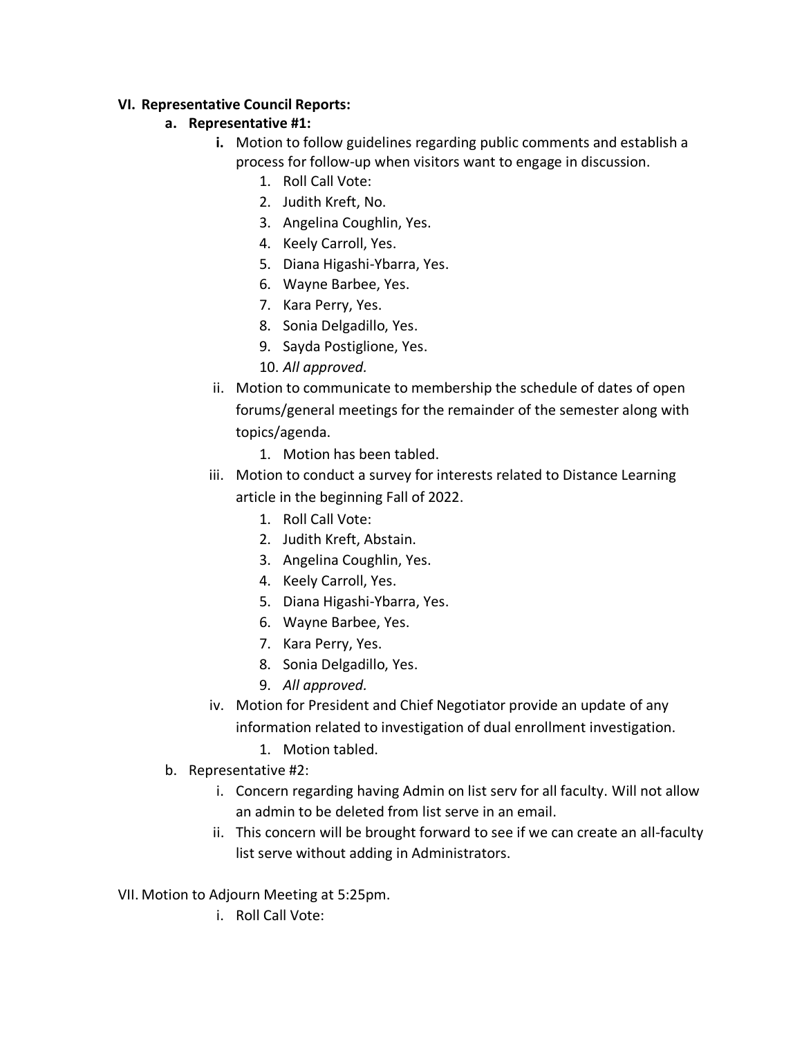**VI. Representative Council Reports:**

**a. Representative #1:**

**i.** Motion to follow guidelines regarding public comments and establish a process for follow-up when visitors want to engage in discussion.

1. Roll Call Vote:
2. Judith Kreft, No.
3. Angelina Coughlin, Yes.
4. Keely Carroll, Yes.
5. Diana Higashi-Ybarra, Yes.
6. Wayne Barbee, Yes.
7. Kara Perry, Yes.
8. Sonia Delgadillo, Yes.
9. Sayda Postiglione, Yes.
10. *All approved.*

ii. Motion to communicate to membership the schedule of dates of open forums/general meetings for the remainder of the semester along with topics/agenda.

1. Motion has been tabled.

iii. Motion to conduct a survey for interests related to Distance Learning article in the beginning Fall of 2022.

1. Roll Call Vote:
2. Judith Kreft, Abstain.
3. Angelina Coughlin, Yes.
4. Keely Carroll, Yes.
5. Diana Higashi-Ybarra, Yes.
6. Wayne Barbee, Yes.
7. Kara Perry, Yes.
8. Sonia Delgadillo, Yes.
9. *All approved.*

iv. Motion for President and Chief Negotiator provide an update of any information related to investigation of dual enrollment investigation.

1. Motion tabled.

b. Representative #2:

i. Concern regarding having Admin on list serv for all faculty. Will not allow an admin to be deleted from list serve in an email.

ii. This concern will be brought forward to see if we can create an all-faculty list serve without adding in Administrators.

VII. Motion to Adjourn Meeting at 5:25pm.

i. Roll Call Vote: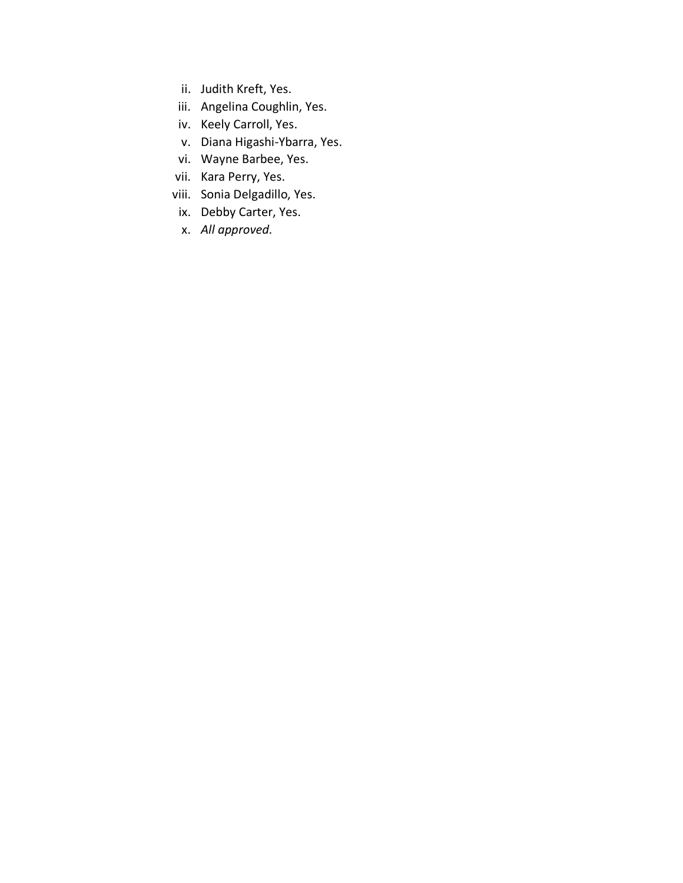ii. Judith Kreft, Yes.
iii. Angelina Coughlin, Yes.
iv. Keely Carroll, Yes.
v. Diana Higashi-Ybarra, Yes.
vi. Wayne Barbee, Yes.
vii. Kara Perry, Yes.
viii. Sonia Delgadillo, Yes.
ix. Debby Carter, Yes.
x. *All approved.*